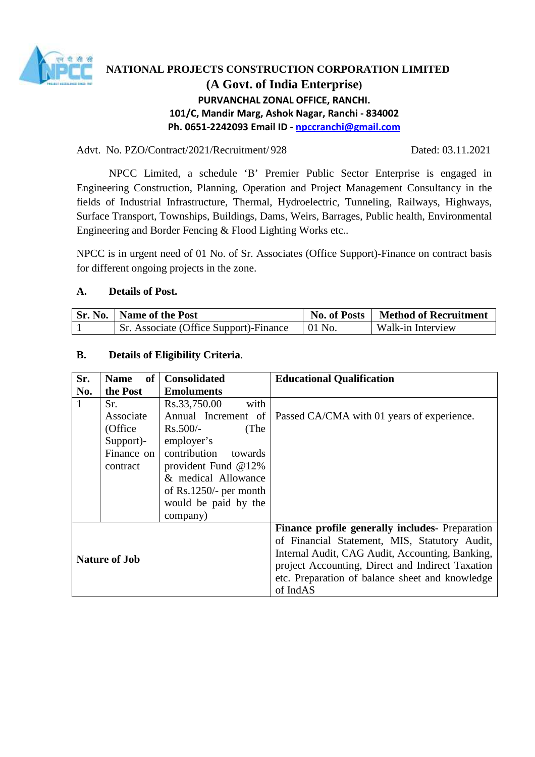# NATIONAL PROJECTS CONSTRUCTION CORPORATION LIMITED

## (A Govt. of India Enterprise)

**PURVANCHAL ZONAL OFFICE, RANCHI.**
**101/C, Mandir Marg, Ashok Nagar, Ranchi - 834002**
**Ph. 0651-2242093 Email ID - npccranchi@gmail.com**

Advt. No. PZO/Contract/2021/Recruitment/ 928 Dated: 03.11.2021

NPCC Limited, a schedule 'B' Premier Public Sector Enterprise is engaged in Engineering Construction, Planning, Operation and Project Management Consultancy in the fields of Industrial Infrastructure, Thermal, Hydroelectric, Tunneling, Railways, Highways, Surface Transport, Townships, Buildings, Dams, Weirs, Barrages, Public health, Environmental Engineering and Border Fencing & Flood Lighting Works etc..

NPCC is in urgent need of 01 No. of Sr. Associates (Office Support)-Finance on contract basis for different ongoing projects in the zone.

**A. Details of Post.**

| Sr. No. | Name of the Post | No. of Posts | Method of Recruitment |
|---|---|---|---|
| 1 | Sr. Associate (Office Support)-Finance | 01 No. | Walk-in Interview |

**B. Details of Eligibility Criteria.**

| Sr. No. | Name of the Post | Consolidated Emoluments | Educational Qualification |
|---|---|---|---|
| 1 | Sr. Associate (Office Support)-Finance on contract | Rs.33,750.00 with Annual Increment of Rs.500/- (The employer's contribution towards provident Fund @12% & medical Allowance of Rs.1250/- per month would be paid by the company) | Passed CA/CMA with 01 years of experience. |
| **Nature of Job** | | | **Finance profile generally includes**- Preparation of Financial Statement, MIS, Statutory Audit, Internal Audit, CAG Audit, Accounting, Banking, project Accounting, Direct and Indirect Taxation etc. Preparation of balance sheet and knowledge of IndAS |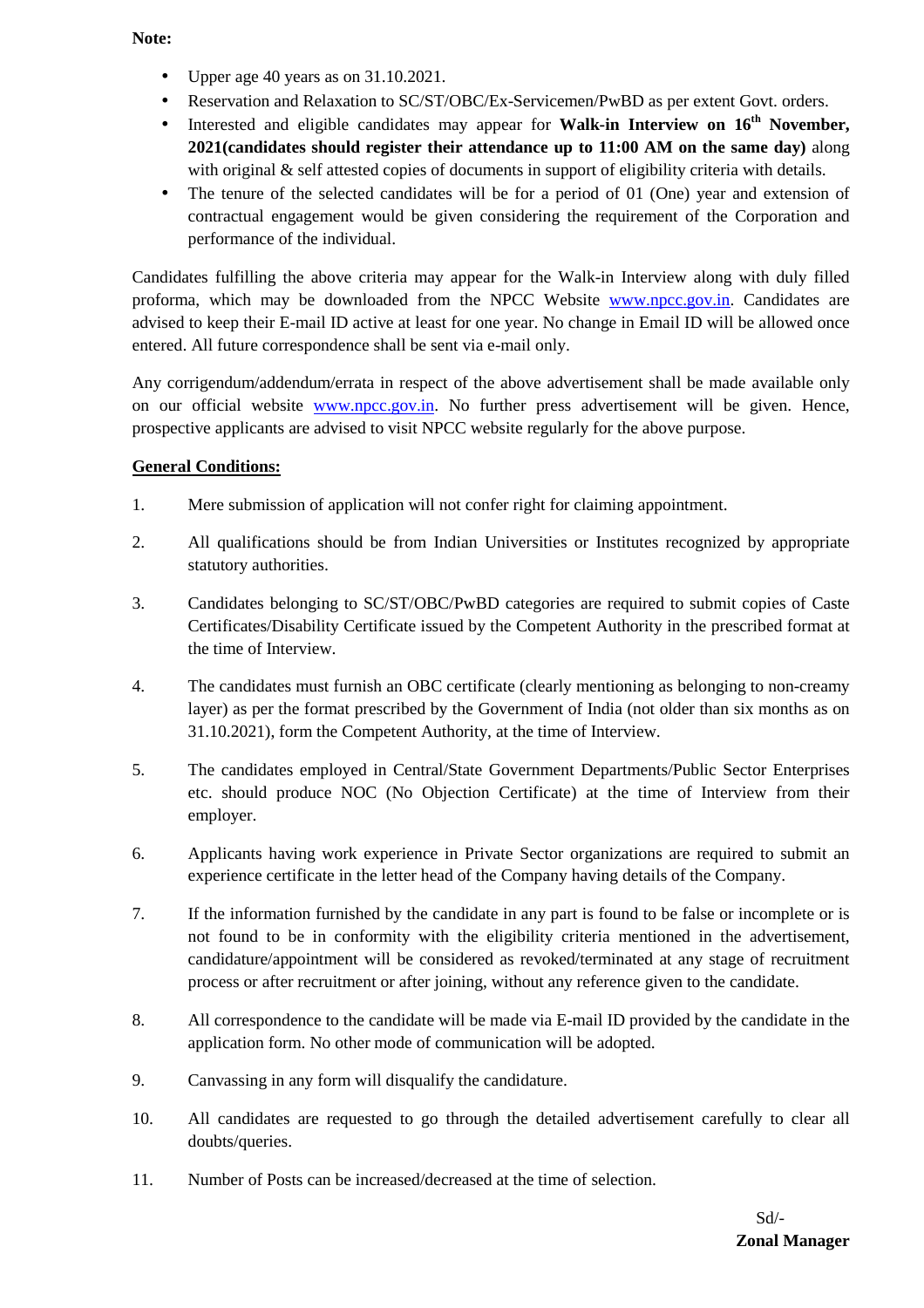**Note:**

- Upper age 40 years as on 31.10.2021.
- Reservation and Relaxation to SC/ST/OBC/Ex-Servicemen/PwBD as per extent Govt. orders.
- Interested and eligible candidates may appear for **Walk-in Interview on 16th November, 2021(candidates should register their attendance up to 11:00 AM on the same day)** along with original & self attested copies of documents in support of eligibility criteria with details.
- The tenure of the selected candidates will be for a period of 01 (One) year and extension of contractual engagement would be given considering the requirement of the Corporation and performance of the individual.

Candidates fulfilling the above criteria may appear for the Walk-in Interview along with duly filled proforma, which may be downloaded from the NPCC Website www.npcc.gov.in. Candidates are advised to keep their E-mail ID active at least for one year. No change in Email ID will be allowed once entered. All future correspondence shall be sent via e-mail only.

Any corrigendum/addendum/errata in respect of the above advertisement shall be made available only on our official website www.npcc.gov.in. No further press advertisement will be given. Hence, prospective applicants are advised to visit NPCC website regularly for the above purpose.

**General Conditions:**

1. Mere submission of application will not confer right for claiming appointment.
2. All qualifications should be from Indian Universities or Institutes recognized by appropriate statutory authorities.
3. Candidates belonging to SC/ST/OBC/PwBD categories are required to submit copies of Caste Certificates/Disability Certificate issued by the Competent Authority in the prescribed format at the time of Interview.
4. The candidates must furnish an OBC certificate (clearly mentioning as belonging to non-creamy layer) as per the format prescribed by the Government of India (not older than six months as on 31.10.2021), form the Competent Authority, at the time of Interview.
5. The candidates employed in Central/State Government Departments/Public Sector Enterprises etc. should produce NOC (No Objection Certificate) at the time of Interview from their employer.
6. Applicants having work experience in Private Sector organizations are required to submit an experience certificate in the letter head of the Company having details of the Company.
7. If the information furnished by the candidate in any part is found to be false or incomplete or is not found to be in conformity with the eligibility criteria mentioned in the advertisement, candidature/appointment will be considered as revoked/terminated at any stage of recruitment process or after recruitment or after joining, without any reference given to the candidate.
8. All correspondence to the candidate will be made via E-mail ID provided by the candidate in the application form. No other mode of communication will be adopted.
9. Canvassing in any form will disqualify the candidature.
10. All candidates are requested to go through the detailed advertisement carefully to clear all doubts/queries.
11. Number of Posts can be increased/decreased at the time of selection.

Sd/-
**Zonal Manager**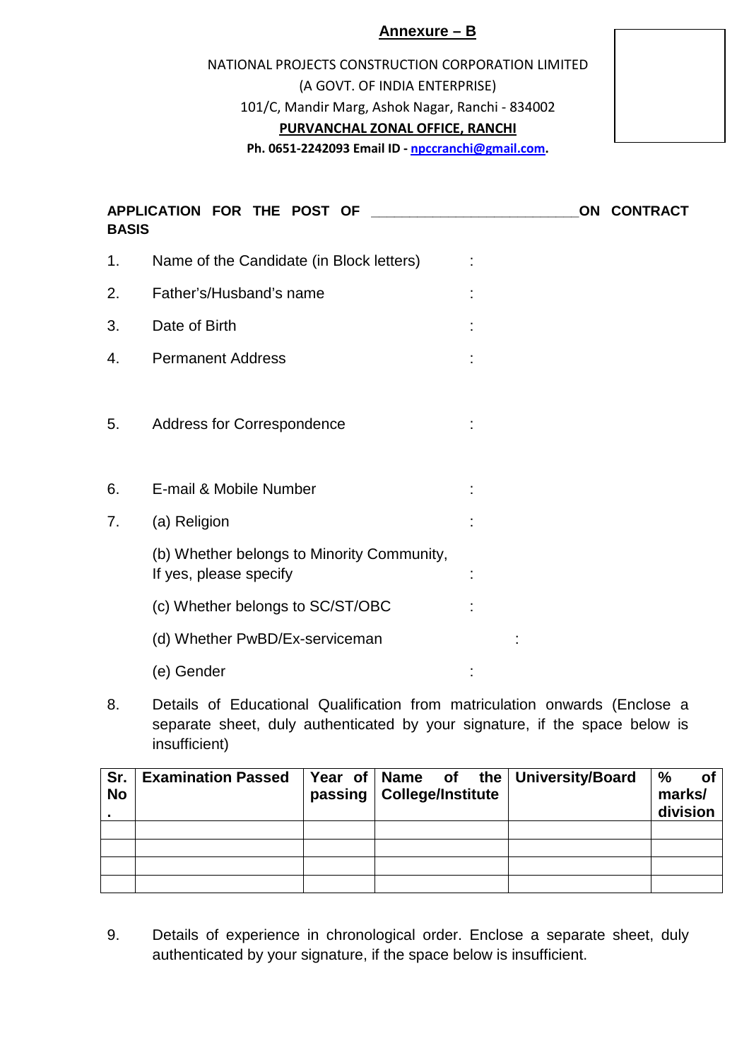**Annexure – B**

NATIONAL PROJECTS CONSTRUCTION CORPORATION LIMITED
(A GOVT. OF INDIA ENTERPRISE)
101/C, Mandir Marg, Ashok Nagar, Ranchi - 834002
**PURVANCHAL ZONAL OFFICE, RANCHI**
**Ph. 0651-2242093 Email ID - npccranchi@gmail.com.**

**APPLICATION FOR THE POST OF __________________________ON CONTRACT BASIS**

1. Name of the Candidate (in Block letters) :
2. Father's/Husband's name :
3. Date of Birth :
4. Permanent Address :
5. Address for Correspondence :
6. E-mail & Mobile Number :
7. (a) Religion :

   (b) Whether belongs to Minority Community, If yes, please specify :

   (c) Whether belongs to SC/ST/OBC :

   (d) Whether PwBD/Ex-serviceman :

   (e) Gender :
8. Details of Educational Qualification from matriculation onwards (Enclose a separate sheet, duly authenticated by your signature, if the space below is insufficient)

| Sr. No. | Examination Passed | Year of passing | Name of the College/Institute | University/Board | % of marks/ division |
|---|---|---|---|---|---|
| | | | | | |
| | | | | | |
| | | | | | |
| | | | | | |

9. Details of experience in chronological order. Enclose a separate sheet, duly authenticated by your signature, if the space below is insufficient.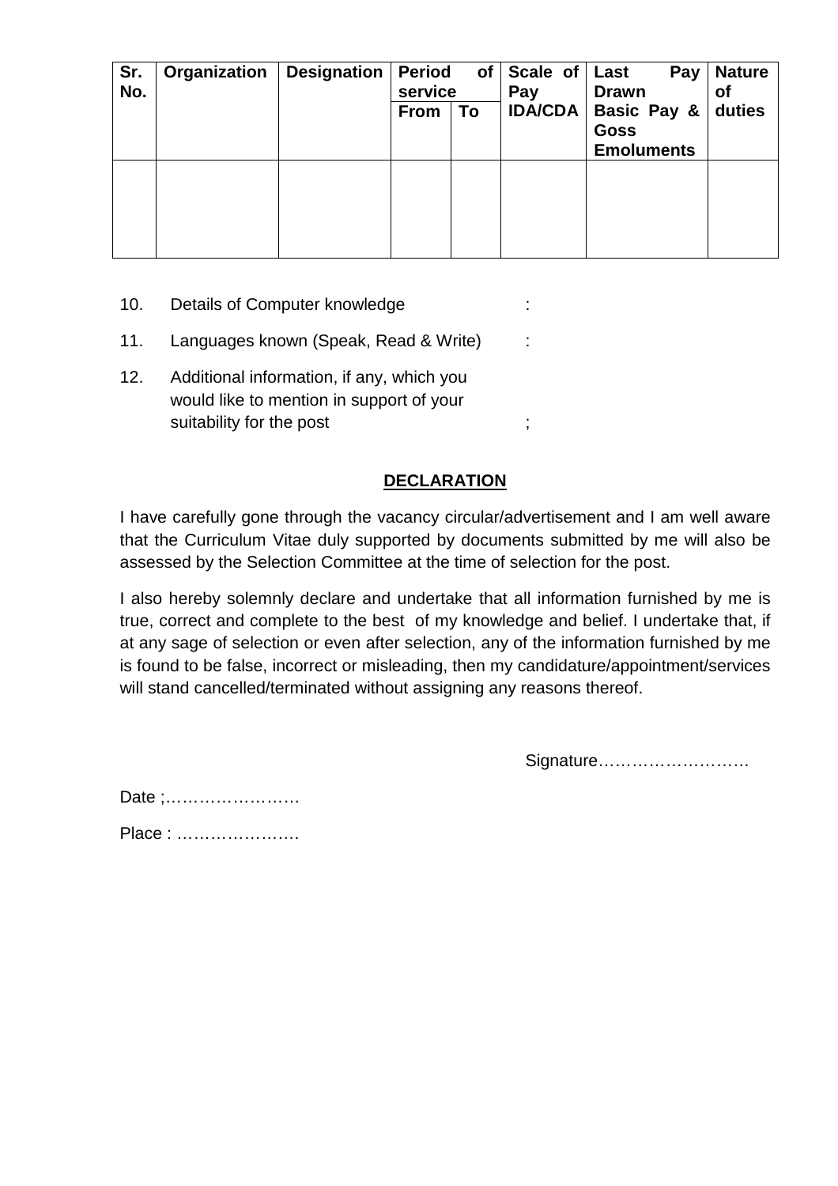| Sr. No. | Organization | Designation | Period of service | | Scale of Pay IDA/CDA | Last Pay Drawn Basic Pay & Goss Emoluments | Nature of duties |
|---|---|---|---|---|---|---|---|
| | | | From | To | | | |
| | | | | | | | |

10. Details of Computer knowledge :

11. Languages known (Speak, Read & Write) :

12. Additional information, if any, which you would like to mention in support of your suitability for the post ;

**DECLARATION**

I have carefully gone through the vacancy circular/advertisement and I am well aware that the Curriculum Vitae duly supported by documents submitted by me will also be assessed by the Selection Committee at the time of selection for the post.

I also hereby solemnly declare and undertake that all information furnished by me is true, correct and complete to the best of my knowledge and belief. I undertake that, if at any sage of selection or even after selection, any of the information furnished by me is found to be false, incorrect or misleading, then my candidature/appointment/services will stand cancelled/terminated without assigning any reasons thereof.

Signature………………………

Date ;……………………

Place : ………………….